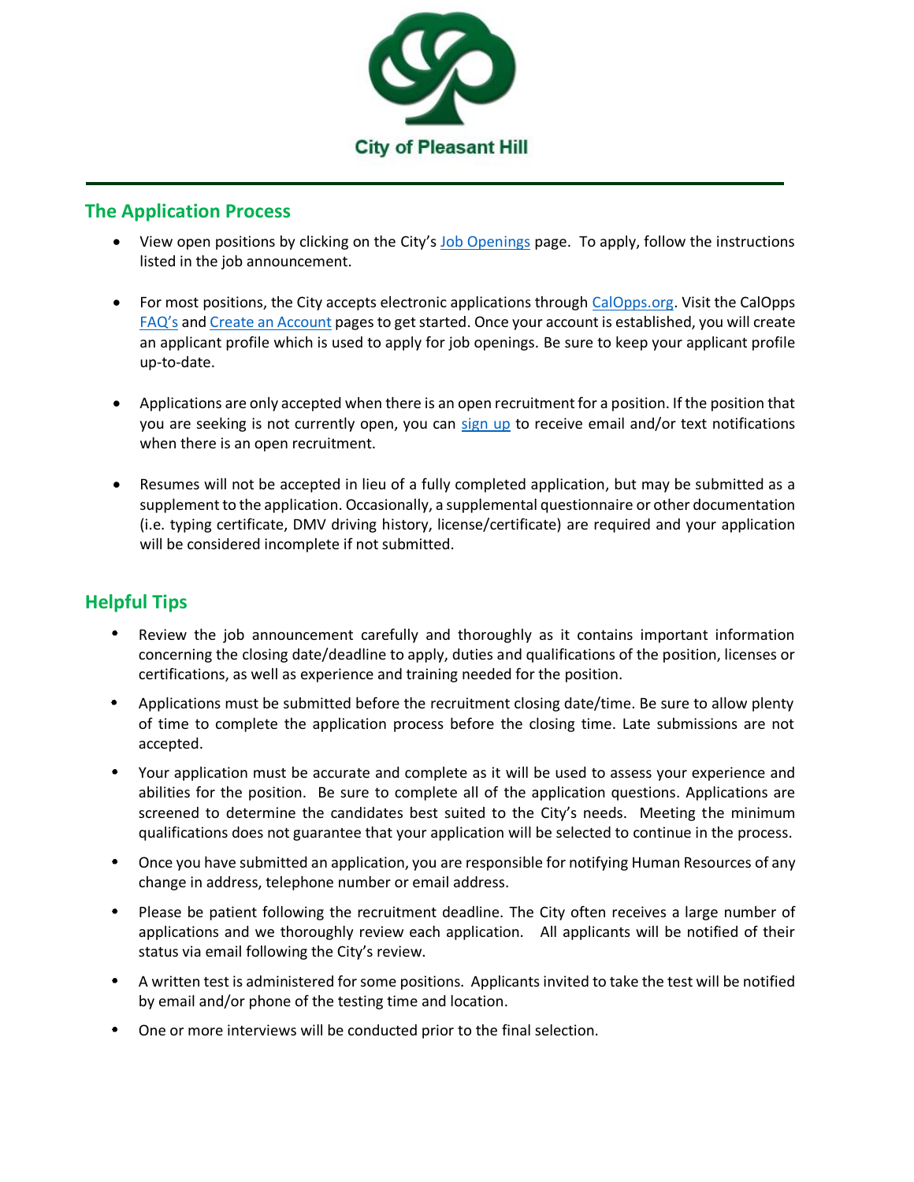City of Pleasant Hill

## The Application Process

- View open positions by clicking on the City's Job Openings page. To apply, follow the instructions listed in the job announcement.

- For most positions, the City accepts electronic applications through CalOpps.org. Visit the CalOpps FAQ's and Create an Account pages to get started. Once your account is established, you will create an applicant profile which is used to apply for job openings. Be sure to keep your applicant profile up-to-date.

- Applications are only accepted when there is an open recruitment for a position. If the position that you are seeking is not currently open, you can sign up to receive email and/or text notifications when there is an open recruitment.

- Resumes will not be accepted in lieu of a fully completed application, but may be submitted as a supplement to the application. Occasionally, a supplemental questionnaire or other documentation (i.e. typing certificate, DMV driving history, license/certificate) are required and your application will be considered incomplete if not submitted.

## Helpful Tips

- Review the job announcement carefully and thoroughly as it contains important information concerning the closing date/deadline to apply, duties and qualifications of the position, licenses or certifications, as well as experience and training needed for the position.
- Applications must be submitted before the recruitment closing date/time. Be sure to allow plenty of time to complete the application process before the closing time. Late submissions are not accepted.
- Your application must be accurate and complete as it will be used to assess your experience and abilities for the position. Be sure to complete all of the application questions. Applications are screened to determine the candidates best suited to the City's needs. Meeting the minimum qualifications does not guarantee that your application will be selected to continue in the process.
- Once you have submitted an application, you are responsible for notifying Human Resources of any change in address, telephone number or email address.
- Please be patient following the recruitment deadline. The City often receives a large number of applications and we thoroughly review each application. All applicants will be notified of their status via email following the City's review.
- A written test is administered for some positions. Applicants invited to take the test will be notified by email and/or phone of the testing time and location.
- One or more interviews will be conducted prior to the final selection.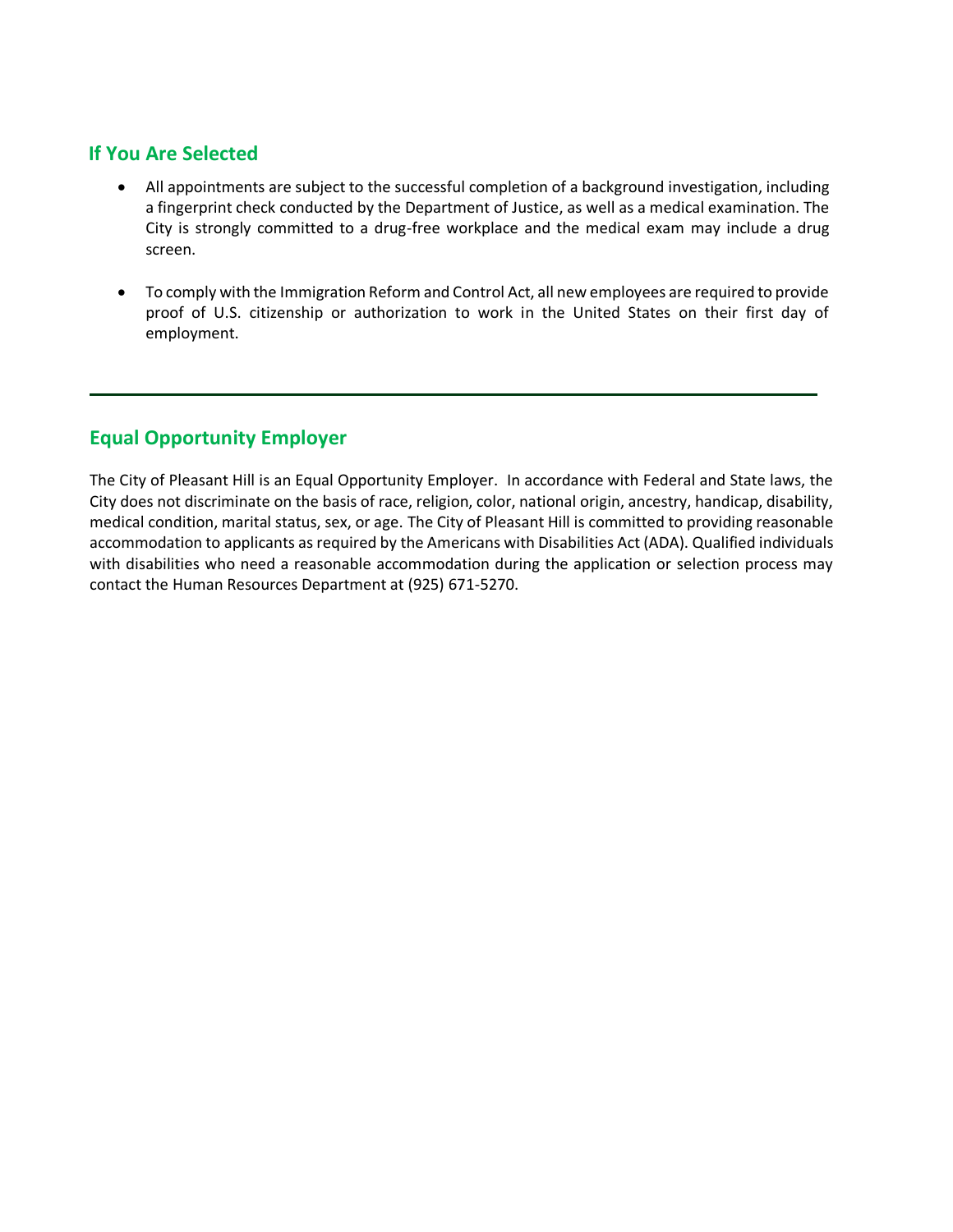## If You Are Selected

- All appointments are subject to the successful completion of a background investigation, including a fingerprint check conducted by the Department of Justice, as well as a medical examination. The City is strongly committed to a drug-free workplace and the medical exam may include a drug screen.

- To comply with the Immigration Reform and Control Act, all new employees are required to provide proof of U.S. citizenship or authorization to work in the United States on their first day of employment.

---

## Equal Opportunity Employer

The City of Pleasant Hill is an Equal Opportunity Employer. In accordance with Federal and State laws, the City does not discriminate on the basis of race, religion, color, national origin, ancestry, handicap, disability, medical condition, marital status, sex, or age. The City of Pleasant Hill is committed to providing reasonable accommodation to applicants as required by the Americans with Disabilities Act (ADA). Qualified individuals with disabilities who need a reasonable accommodation during the application or selection process may contact the Human Resources Department at (925) 671-5270.